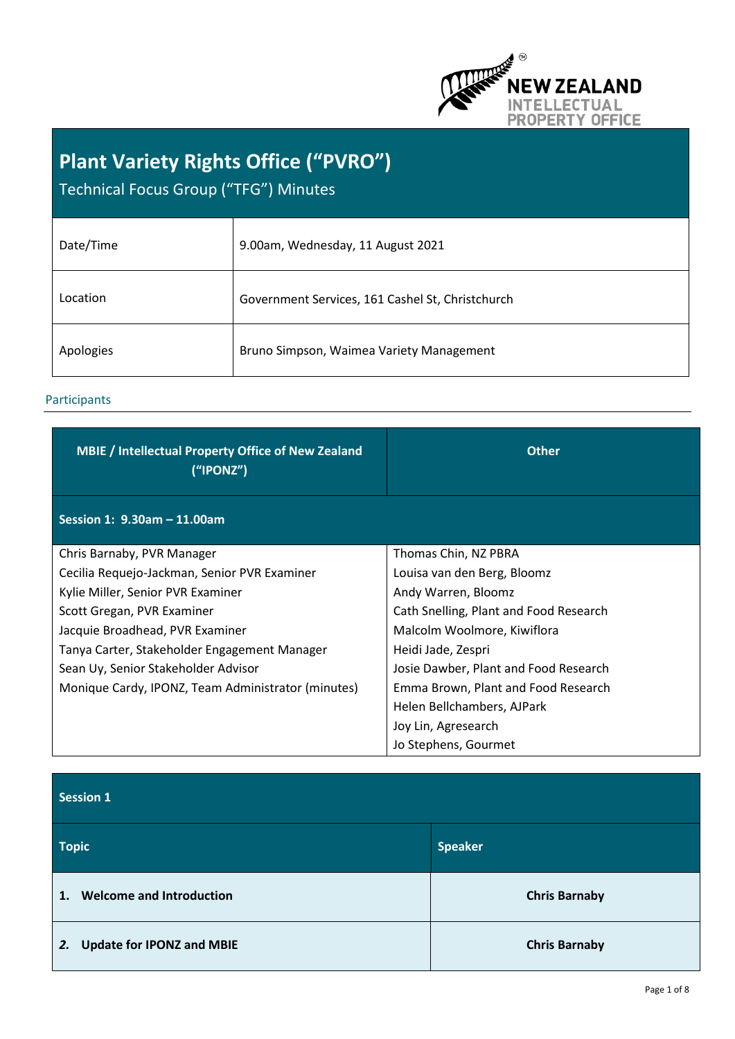# Plant Variety Rights Office ("PVRO")

Technical Focus Group ("TFG") Minutes

| | |
|---|---|
| Date/Time | 9.00am, Wednesday, 11 August 2021 |
| Location | Government Services, 161 Cashel St, Christchurch |
| Apologies | Bruno Simpson, Waimea Variety Management |

## Participants

| MBIE / Intellectual Property Office of New Zealand ("IPONZ") | Other |
|---|---|
| **Session 1: 9.30am – 11.00am** | |
| Chris Barnaby, PVR Manager<br>Cecilia Requejo-Jackman, Senior PVR Examiner<br>Kylie Miller, Senior PVR Examiner<br>Scott Gregan, PVR Examiner<br>Jacquie Broadhead, PVR Examiner<br>Tanya Carter, Stakeholder Engagement Manager<br>Sean Uy, Senior Stakeholder Advisor<br>Monique Cardy, IPONZ, Team Administrator (minutes) | Thomas Chin, NZ PBRA<br>Louisa van den Berg, Bloomz<br>Andy Warren, Bloomz<br>Cath Snelling, Plant and Food Research<br>Malcolm Woolmore, Kiwiflora<br>Heidi Jade, Zespri<br>Josie Dawber, Plant and Food Research<br>Emma Brown, Plant and Food Research<br>Helen Bellchambers, AJPark<br>Joy Lin, Agresearch<br>Jo Stephens, Gourmet |

| Session 1 | |
|---|---|
| **Topic** | **Speaker** |
| **1. Welcome and Introduction** | **Chris Barnaby** |
| ***2.* Update for IPONZ and MBIE** | **Chris Barnaby** |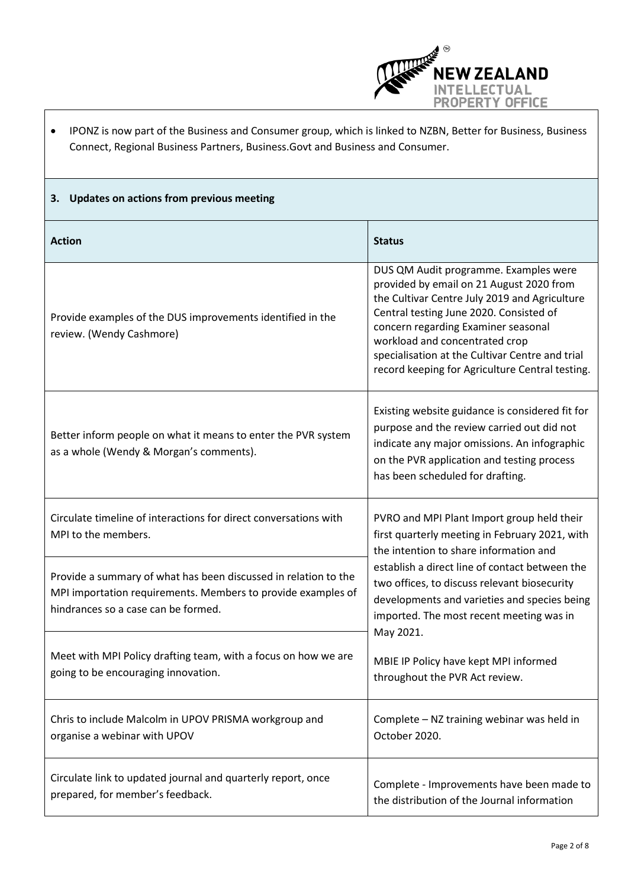- IPONZ is now part of the Business and Consumer group, which is linked to NZBN, Better for Business, Business Connect, Regional Business Partners, Business.Govt and Business and Consumer.

## 3. Updates on actions from previous meeting

| Action | Status |
|---|---|
| Provide examples of the DUS improvements identified in the review. (Wendy Cashmore) | DUS QM Audit programme. Examples were provided by email on 21 August 2020 from the Cultivar Centre July 2019 and Agriculture Central testing June 2020. Consisted of concern regarding Examiner seasonal workload and concentrated crop specialisation at the Cultivar Centre and trial record keeping for Agriculture Central testing. |
| Better inform people on what it means to enter the PVR system as a whole (Wendy & Morgan's comments). | Existing website guidance is considered fit for purpose and the review carried out did not indicate any major omissions. An infographic on the PVR application and testing process has been scheduled for drafting. |
| Circulate timeline of interactions for direct conversations with MPI to the members. | PVRO and MPI Plant Import group held their first quarterly meeting in February 2021, with the intention to share information and establish a direct line of contact between the two offices, to discuss relevant biosecurity developments and varieties and species being imported. The most recent meeting was in May 2021. MBIE IP Policy have kept MPI informed throughout the PVR Act review. |
| Provide a summary of what has been discussed in relation to the MPI importation requirements. Members to provide examples of hindrances so a case can be formed. | |
| Meet with MPI Policy drafting team, with a focus on how we are going to be encouraging innovation. | |
| Chris to include Malcolm in UPOV PRISMA workgroup and organise a webinar with UPOV | Complete – NZ training webinar was held in October 2020. |
| Circulate link to updated journal and quarterly report, once prepared, for member's feedback. | Complete - Improvements have been made to the distribution of the Journal information |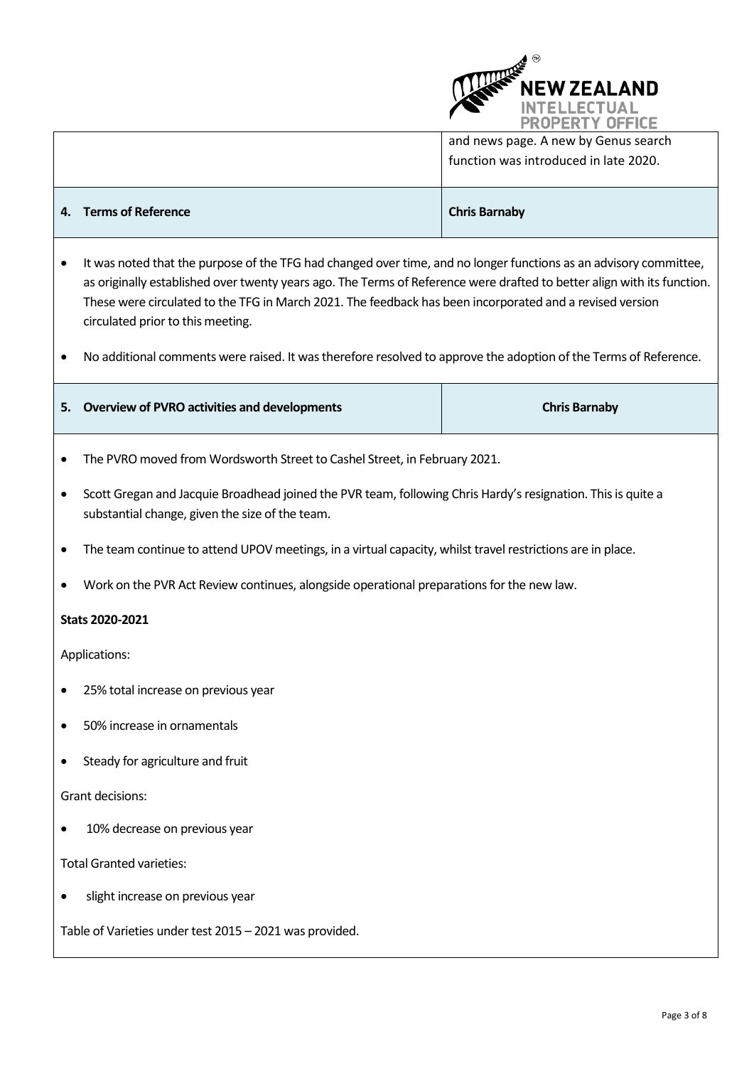| | |
|---|---|
| | and news page. A new by Genus search function was introduced in late 2020. |
| **4. Terms of Reference** | **Chris Barnaby** |

- It was noted that the purpose of the TFG had changed over time, and no longer functions as an advisory committee, as originally established over twenty years ago. The Terms of Reference were drafted to better align with its function. These were circulated to the TFG in March 2021. The feedback has been incorporated and a revised version circulated prior to this meeting.
- No additional comments were raised. It was therefore resolved to approve the adoption of the Terms of Reference.

| | |
|---|---|
| **5. Overview of PVRO activities and developments** | **Chris Barnaby** |

- The PVRO moved from Wordsworth Street to Cashel Street, in February 2021.
- Scott Gregan and Jacquie Broadhead joined the PVR team, following Chris Hardy's resignation. This is quite a substantial change, given the size of the team.
- The team continue to attend UPOV meetings, in a virtual capacity, whilst travel restrictions are in place.
- Work on the PVR Act Review continues, alongside operational preparations for the new law.

**Stats 2020-2021**

Applications:

- 25% total increase on previous year
- 50% increase in ornamentals
- Steady for agriculture and fruit

Grant decisions:

- 10% decrease on previous year

Total Granted varieties:

- slight increase on previous year

Table of Varieties under test 2015 – 2021 was provided.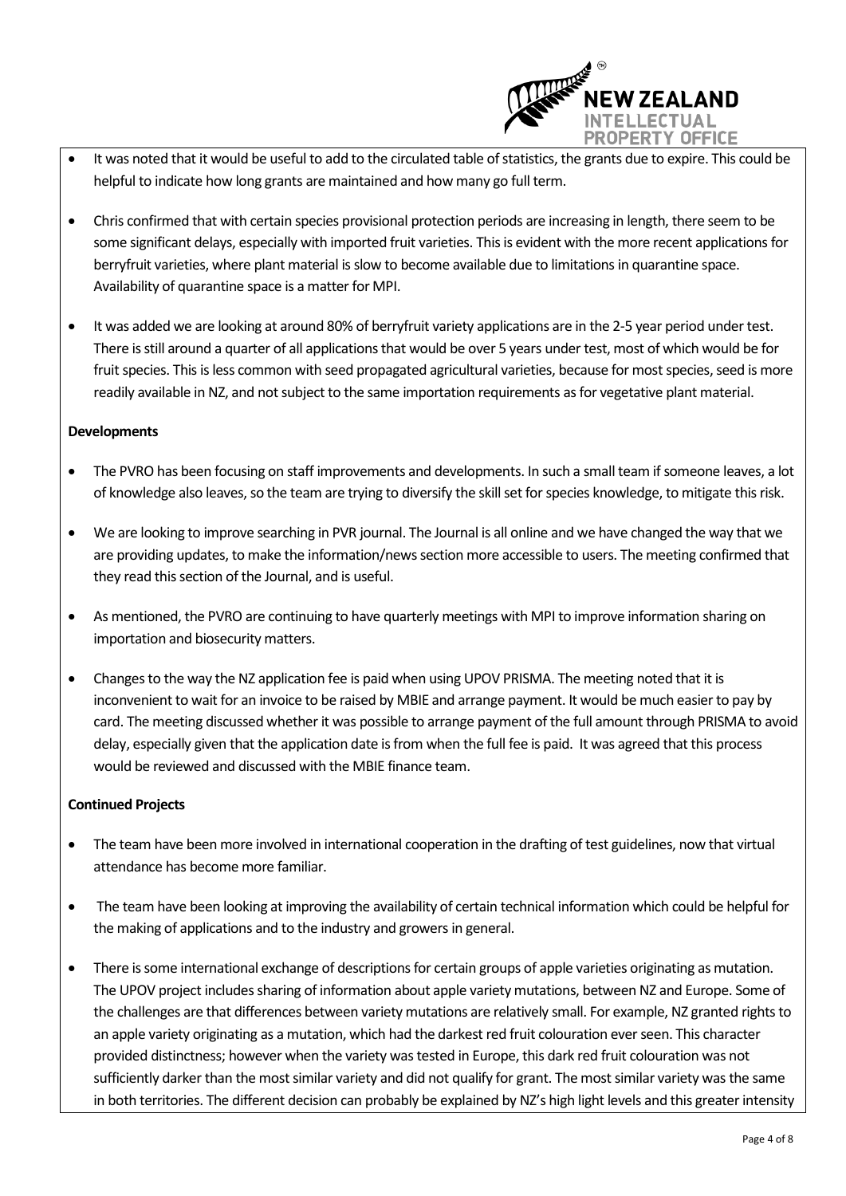- It was noted that it would be useful to add to the circulated table of statistics, the grants due to expire. This could be helpful to indicate how long grants are maintained and how many go full term.

- Chris confirmed that with certain species provisional protection periods are increasing in length, there seem to be some significant delays, especially with imported fruit varieties. This is evident with the more recent applications for berryfruit varieties, where plant material is slow to become available due to limitations in quarantine space. Availability of quarantine space is a matter for MPI.

- It was added we are looking at around 80% of berryfruit variety applications are in the 2-5 year period under test. There is still around a quarter of all applications that would be over 5 years under test, most of which would be for fruit species. This is less common with seed propagated agricultural varieties, because for most species, seed is more readily available in NZ, and not subject to the same importation requirements as for vegetative plant material.

**Developments**

- The PVRO has been focusing on staff improvements and developments. In such a small team if someone leaves, a lot of knowledge also leaves, so the team are trying to diversify the skill set for species knowledge, to mitigate this risk.

- We are looking to improve searching in PVR journal. The Journal is all online and we have changed the way that we are providing updates, to make the information/news section more accessible to users. The meeting confirmed that they read this section of the Journal, and is useful.

- As mentioned, the PVRO are continuing to have quarterly meetings with MPI to improve information sharing on importation and biosecurity matters.

- Changes to the way the NZ application fee is paid when using UPOV PRISMA. The meeting noted that it is inconvenient to wait for an invoice to be raised by MBIE and arrange payment. It would be much easier to pay by card. The meeting discussed whether it was possible to arrange payment of the full amount through PRISMA to avoid delay, especially given that the application date is from when the full fee is paid. It was agreed that this process would be reviewed and discussed with the MBIE finance team.

**Continued Projects**

- The team have been more involved in international cooperation in the drafting of test guidelines, now that virtual attendance has become more familiar.

- The team have been looking at improving the availability of certain technical information which could be helpful for the making of applications and to the industry and growers in general.

- There is some international exchange of descriptions for certain groups of apple varieties originating as mutation. The UPOV project includes sharing of information about apple variety mutations, between NZ and Europe. Some of the challenges are that differences between variety mutations are relatively small. For example, NZ granted rights to an apple variety originating as a mutation, which had the darkest red fruit colouration ever seen. This character provided distinctness; however when the variety was tested in Europe, this dark red fruit colouration was not sufficiently darker than the most similar variety and did not qualify for grant. The most similar variety was the same in both territories. The different decision can probably be explained by NZ's high light levels and this greater intensity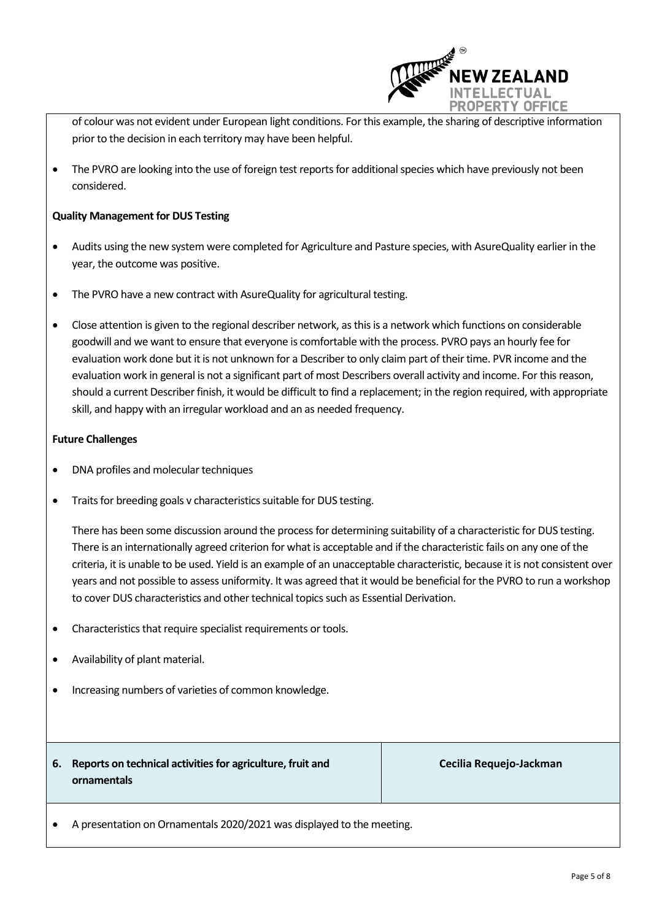of colour was not evident under European light conditions. For this example, the sharing of descriptive information prior to the decision in each territory may have been helpful.

- The PVRO are looking into the use of foreign test reports for additional species which have previously not been considered.

**Quality Management for DUS Testing**

- Audits using the new system were completed for Agriculture and Pasture species, with AsureQuality earlier in the year, the outcome was positive.
- The PVRO have a new contract with AsureQuality for agricultural testing.
- Close attention is given to the regional describer network, as this is a network which functions on considerable goodwill and we want to ensure that everyone is comfortable with the process. PVRO pays an hourly fee for evaluation work done but it is not unknown for a Describer to only claim part of their time. PVR income and the evaluation work in general is not a significant part of most Describers overall activity and income. For this reason, should a current Describer finish, it would be difficult to find a replacement; in the region required, with appropriate skill, and happy with an irregular workload and an as needed frequency.

**Future Challenges**

- DNA profiles and molecular techniques
- Traits for breeding goals v characteristics suitable for DUS testing.

  There has been some discussion around the process for determining suitability of a characteristic for DUS testing. There is an internationally agreed criterion for what is acceptable and if the characteristic fails on any one of the criteria, it is unable to be used. Yield is an example of an unacceptable characteristic, because it is not consistent over years and not possible to assess uniformity. It was agreed that it would be beneficial for the PVRO to run a workshop to cover DUS characteristics and other technical topics such as Essential Derivation.

- Characteristics that require specialist requirements or tools.
- Availability of plant material.
- Increasing numbers of varieties of common knowledge.

| 6. Reports on technical activities for agriculture, fruit and ornamentals | Cecilia Requejo-Jackman |
|---|---|

- A presentation on Ornamentals 2020/2021 was displayed to the meeting.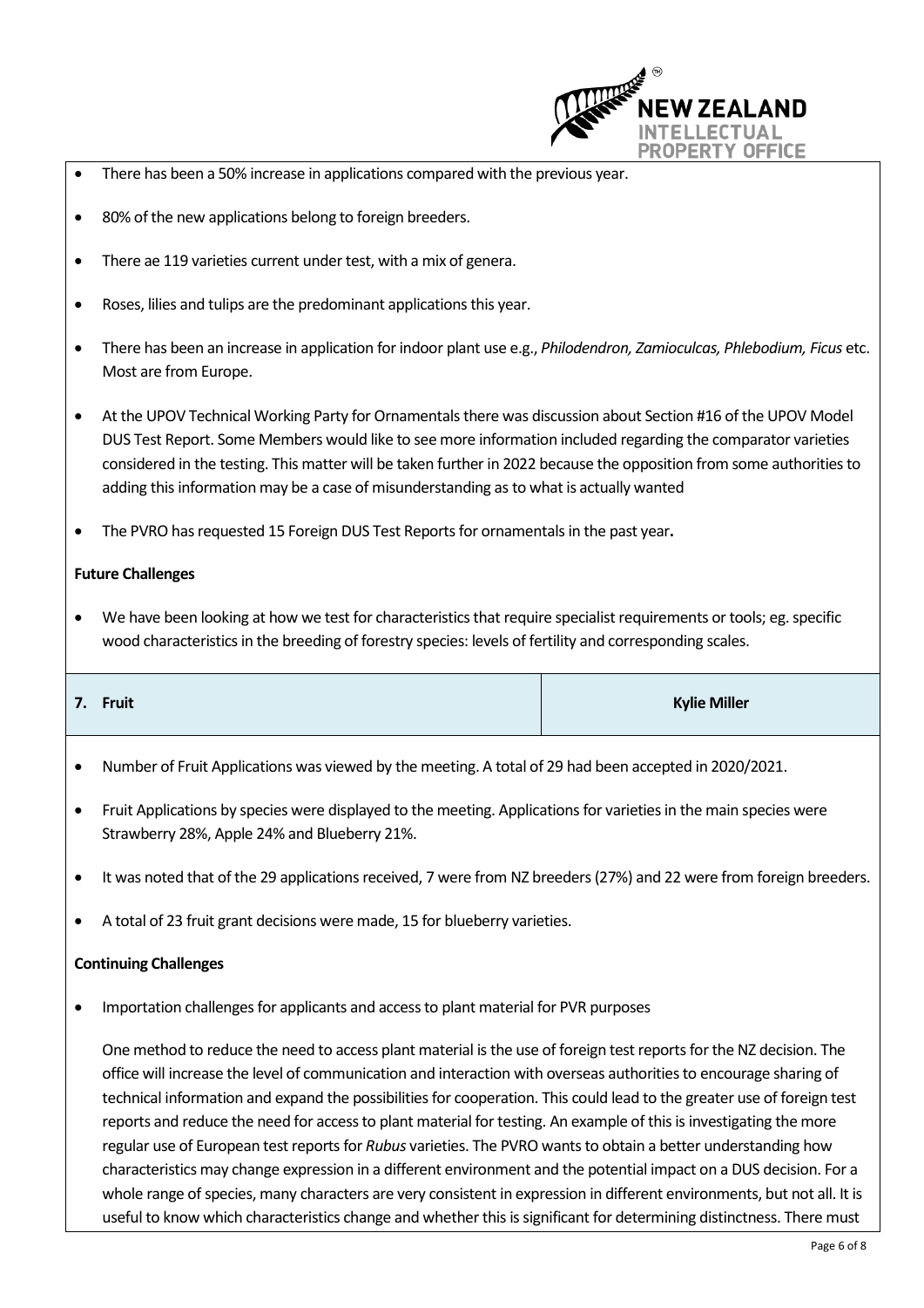- There has been a 50% increase in applications compared with the previous year.
- 80% of the new applications belong to foreign breeders.
- There ae 119 varieties current under test, with a mix of genera.
- Roses, lilies and tulips are the predominant applications this year.
- There has been an increase in application for indoor plant use e.g., *Philodendron, Zamioculcas, Phlebodium, Ficus* etc. Most are from Europe.
- At the UPOV Technical Working Party for Ornamentals there was discussion about Section #16 of the UPOV Model DUS Test Report. Some Members would like to see more information included regarding the comparator varieties considered in the testing. This matter will be taken further in 2022 because the opposition from some authorities to adding this information may be a case of misunderstanding as to what is actually wanted
- The PVRO has requested 15 Foreign DUS Test Reports for ornamentals in the past year**.**

**Future Challenges**

- We have been looking at how we test for characteristics that require specialist requirements or tools; eg. specific wood characteristics in the breeding of forestry species: levels of fertility and corresponding scales.

| 7. Fruit | Kylie Miller |
|---|---|

- Number of Fruit Applications was viewed by the meeting. A total of 29 had been accepted in 2020/2021.
- Fruit Applications by species were displayed to the meeting. Applications for varieties in the main species were Strawberry 28%, Apple 24% and Blueberry 21%.
- It was noted that of the 29 applications received, 7 were from NZ breeders (27%) and 22 were from foreign breeders.
- A total of 23 fruit grant decisions were made, 15 for blueberry varieties.

**Continuing Challenges**

- Importation challenges for applicants and access to plant material for PVR purposes

  One method to reduce the need to access plant material is the use of foreign test reports for the NZ decision. The office will increase the level of communication and interaction with overseas authorities to encourage sharing of technical information and expand the possibilities for cooperation. This could lead to the greater use of foreign test reports and reduce the need for access to plant material for testing. An example of this is investigating the more regular use of European test reports for *Rubus* varieties. The PVRO wants to obtain a better understanding how characteristics may change expression in a different environment and the potential impact on a DUS decision. For a whole range of species, many characters are very consistent in expression in different environments, but not all. It is useful to know which characteristics change and whether this is significant for determining distinctness. There must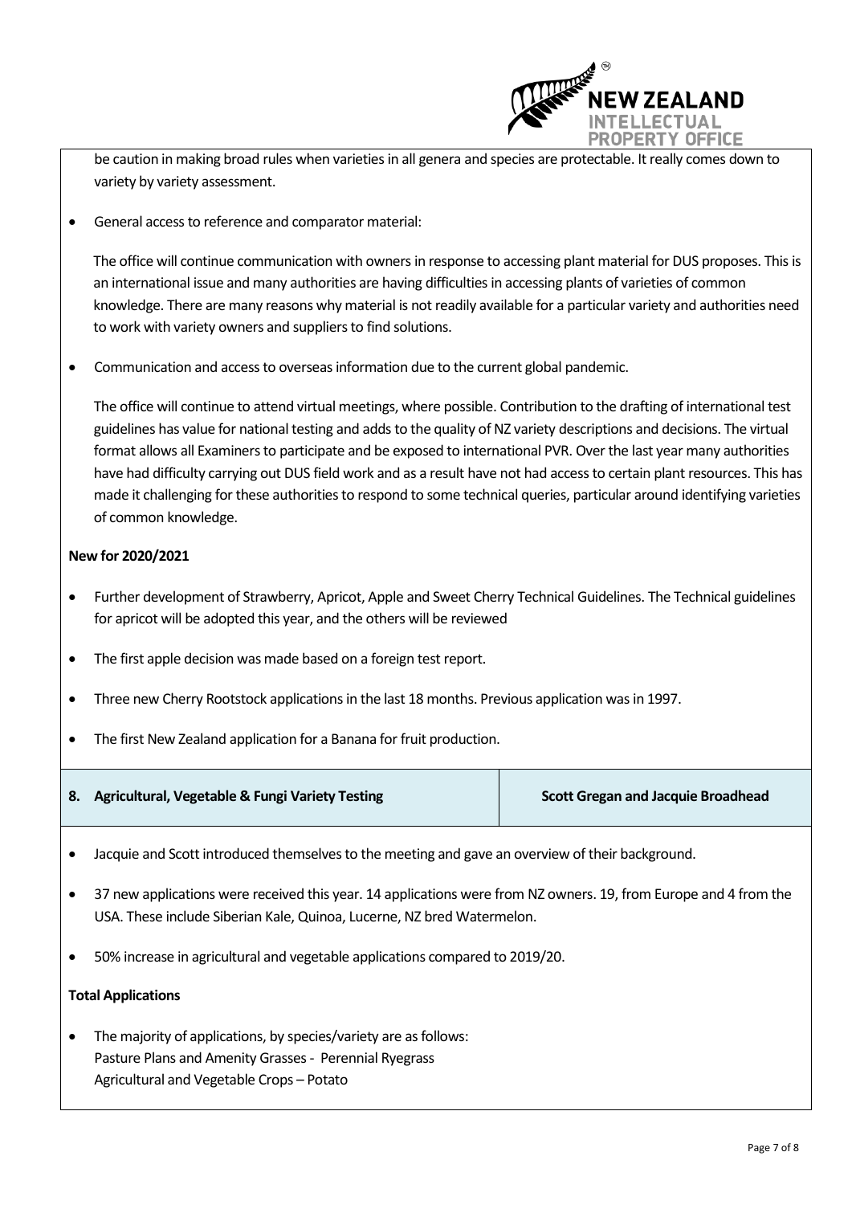be caution in making broad rules when varieties in all genera and species are protectable. It really comes down to variety by variety assessment.

- General access to reference and comparator material:

  The office will continue communication with owners in response to accessing plant material for DUS proposes. This is an international issue and many authorities are having difficulties in accessing plants of varieties of common knowledge. There are many reasons why material is not readily available for a particular variety and authorities need to work with variety owners and suppliers to find solutions.

- Communication and access to overseas information due to the current global pandemic.

  The office will continue to attend virtual meetings, where possible. Contribution to the drafting of international test guidelines has value for national testing and adds to the quality of NZ variety descriptions and decisions. The virtual format allows all Examiners to participate and be exposed to international PVR. Over the last year many authorities have had difficulty carrying out DUS field work and as a result have not had access to certain plant resources. This has made it challenging for these authorities to respond to some technical queries, particular around identifying varieties of common knowledge.

**New for 2020/2021**

- Further development of Strawberry, Apricot, Apple and Sweet Cherry Technical Guidelines. The Technical guidelines for apricot will be adopted this year, and the others will be reviewed
- The first apple decision was made based on a foreign test report.
- Three new Cherry Rootstock applications in the last 18 months. Previous application was in 1997.
- The first New Zealand application for a Banana for fruit production.

| **8. Agricultural, Vegetable & Fungi Variety Testing** | **Scott Gregan and Jacquie Broadhead** |
|---|---|

- Jacquie and Scott introduced themselves to the meeting and gave an overview of their background.
- 37 new applications were received this year. 14 applications were from NZ owners. 19, from Europe and 4 from the USA. These include Siberian Kale, Quinoa, Lucerne, NZ bred Watermelon.
- 50% increase in agricultural and vegetable applications compared to 2019/20.

**Total Applications**

- The majority of applications, by species/variety are as follows:
  Pasture Plans and Amenity Grasses - Perennial Ryegrass
  Agricultural and Vegetable Crops – Potato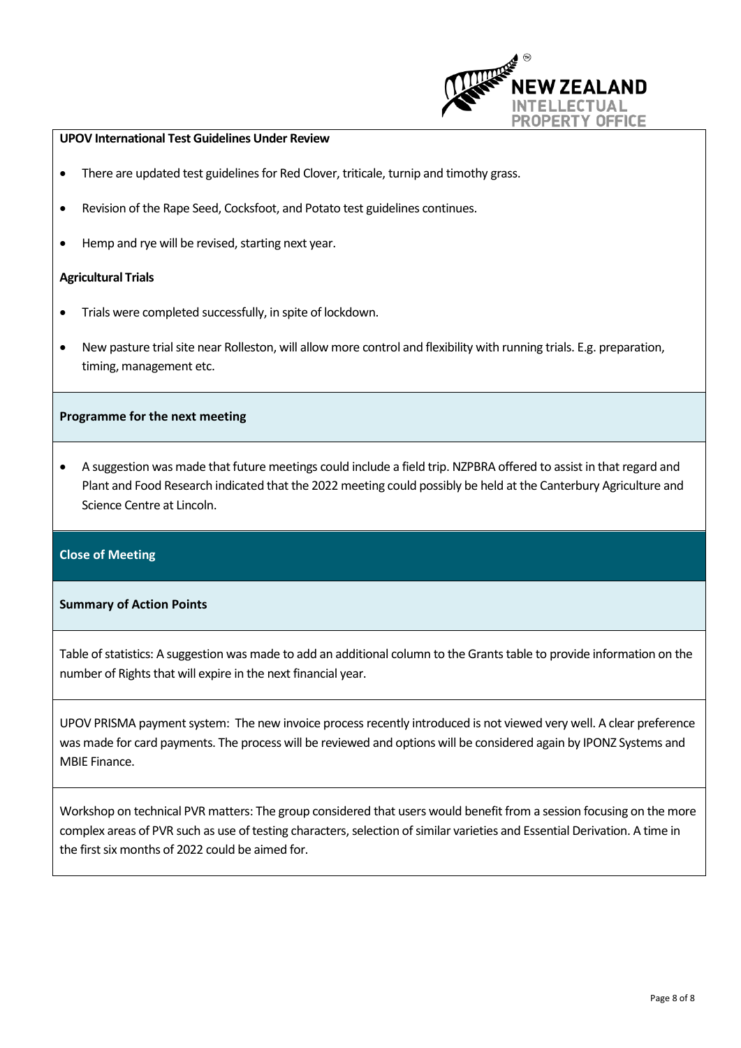**UPOV International Test Guidelines Under Review**

- There are updated test guidelines for Red Clover, triticale, turnip and timothy grass.
- Revision of the Rape Seed, Cocksfoot, and Potato test guidelines continues.
- Hemp and rye will be revised, starting next year.

**Agricultural Trials**

- Trials were completed successfully, in spite of lockdown.
- New pasture trial site near Rolleston, will allow more control and flexibility with running trials. E.g. preparation, timing, management etc.

**Programme for the next meeting**

- A suggestion was made that future meetings could include a field trip. NZPBRA offered to assist in that regard and Plant and Food Research indicated that the 2022 meeting could possibly be held at the Canterbury Agriculture and Science Centre at Lincoln.

**Close of Meeting**

**Summary of Action Points**

Table of statistics: A suggestion was made to add an additional column to the Grants table to provide information on the number of Rights that will expire in the next financial year.

UPOV PRISMA payment system: The new invoice process recently introduced is not viewed very well. A clear preference was made for card payments. The process will be reviewed and options will be considered again by IPONZ Systems and MBIE Finance.

Workshop on technical PVR matters: The group considered that users would benefit from a session focusing on the more complex areas of PVR such as use of testing characters, selection of similar varieties and Essential Derivation. A time in the first six months of 2022 could be aimed for.